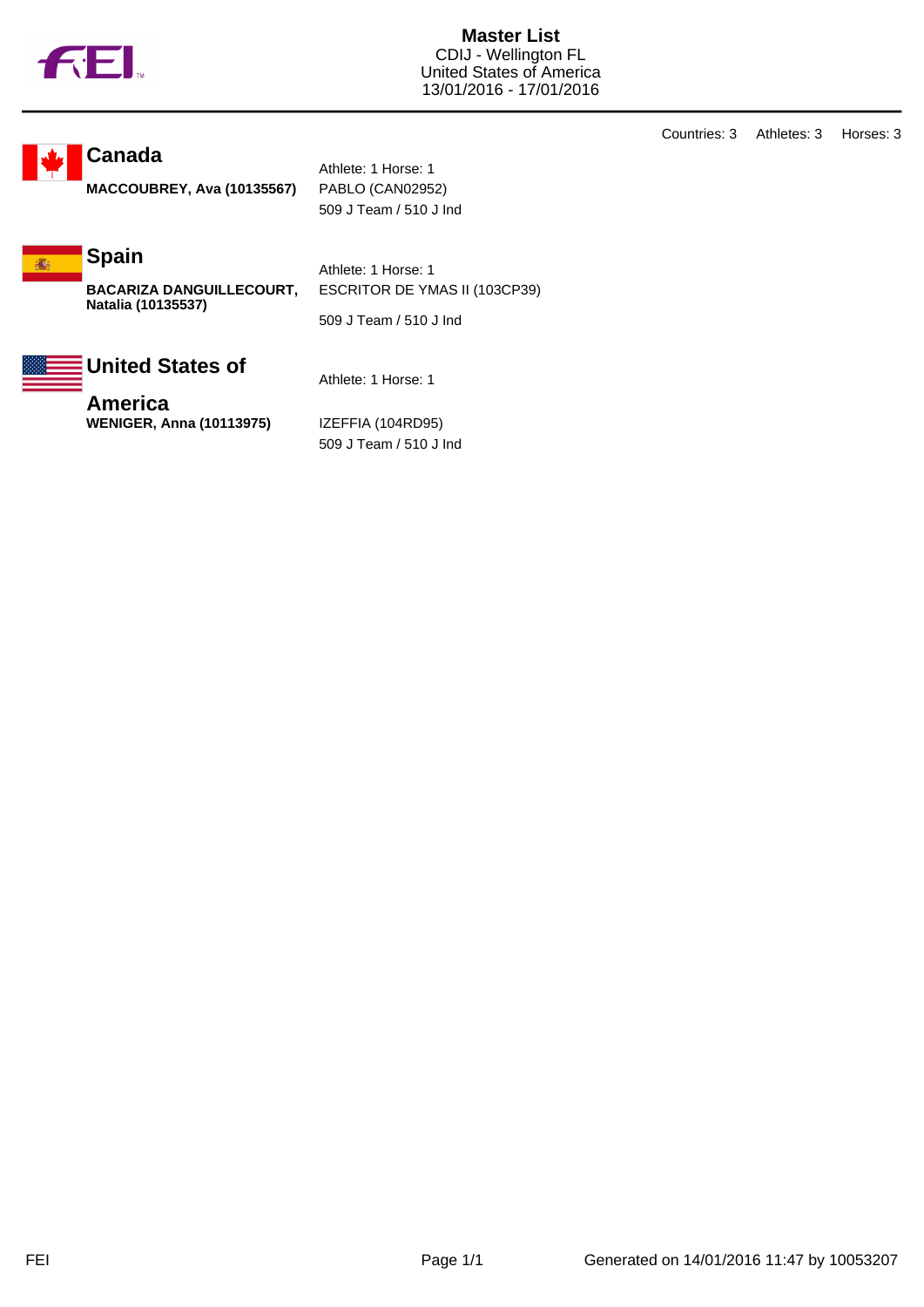# Master List

CDIJ - Wellington FL
United States of America
13/01/2016 - 17/01/2016

Countries: 3    Athletes: 3    Horses: 3

## Canada

Athlete: 1 Horse: 1

| | |
|---|---|
| **MACCOUBREY, Ava (10135567)** | PABLO (CAN02952)<br>509 J Team / 510 J Ind |

## Spain

Athlete: 1 Horse: 1

| | |
|---|---|
| **BACARIZA DANGUILLECOURT, Natalia (10135537)** | ESCRITOR DE YMAS II (103CP39)<br>509 J Team / 510 J Ind |

## United States of America

Athlete: 1 Horse: 1

| | |
|---|---|
| **WENIGER, Anna (10113975)** | IZEFFIA (104RD95)<br>509 J Team / 510 J Ind |

Generated on 14/01/2016 11:47 by 10053207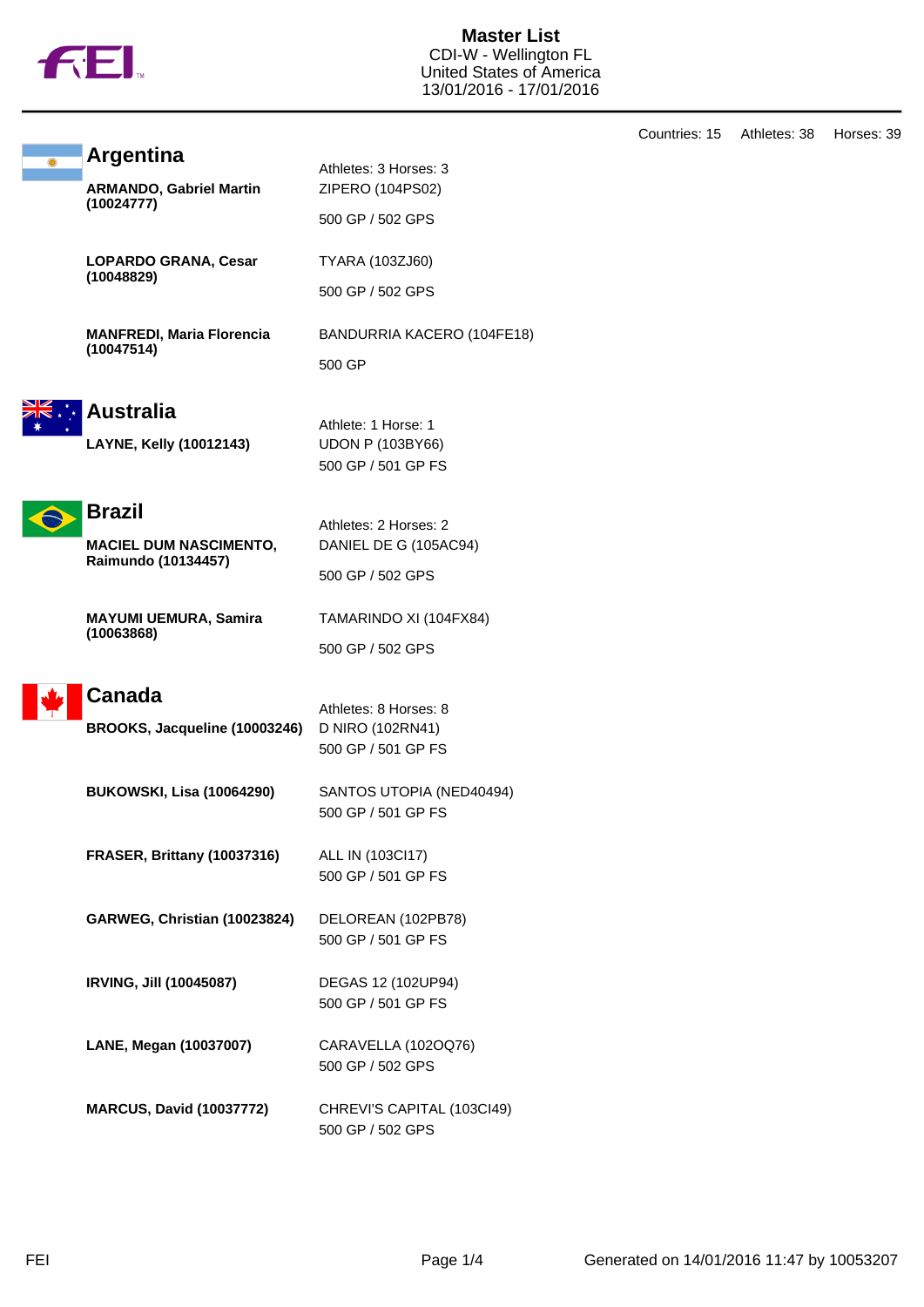# Master List

CDI-W - Wellington FL
United States of America
13/01/2016 - 17/01/2016

Countries: 15 Athletes: 38 Horses: 39

## Argentina

Athletes: 3 Horses: 3

**ARMANDO, Gabriel Martin (10024777)**
ZIPERO (104PS02)
500 GP / 502 GPS

**LOPARDO GRANA, Cesar (10048829)**
TYARA (103ZJ60)
500 GP / 502 GPS

**MANFREDI, Maria Florencia (10047514)**
BANDURRIA KACERO (104FE18)
500 GP

## Australia

Athlete: 1 Horse: 1

**LAYNE, Kelly (10012143)**
UDON P (103BY66)
500 GP / 501 GP FS

## Brazil

Athletes: 2 Horses: 2

**MACIEL DUM NASCIMENTO, Raimundo (10134457)**
DANIEL DE G (105AC94)
500 GP / 502 GPS

**MAYUMI UEMURA, Samira (10063868)**
TAMARINDO XI (104FX84)
500 GP / 502 GPS

## Canada

Athletes: 8 Horses: 8

**BROOKS, Jacqueline (10003246)**
D NIRO (102RN41)
500 GP / 501 GP FS

**BUKOWSKI, Lisa (10064290)**
SANTOS UTOPIA (NED40494)
500 GP / 501 GP FS

**FRASER, Brittany (10037316)**
ALL IN (103CI17)
500 GP / 501 GP FS

**GARWEG, Christian (10023824)**
DELOREAN (102PB78)
500 GP / 501 GP FS

**IRVING, Jill (10045087)**
DEGAS 12 (102UP94)
500 GP / 501 GP FS

**LANE, Megan (10037007)**
CARAVELLA (102OQ76)
500 GP / 502 GPS

**MARCUS, David (10037772)**
CHREVI'S CAPITAL (103CI49)
500 GP / 502 GPS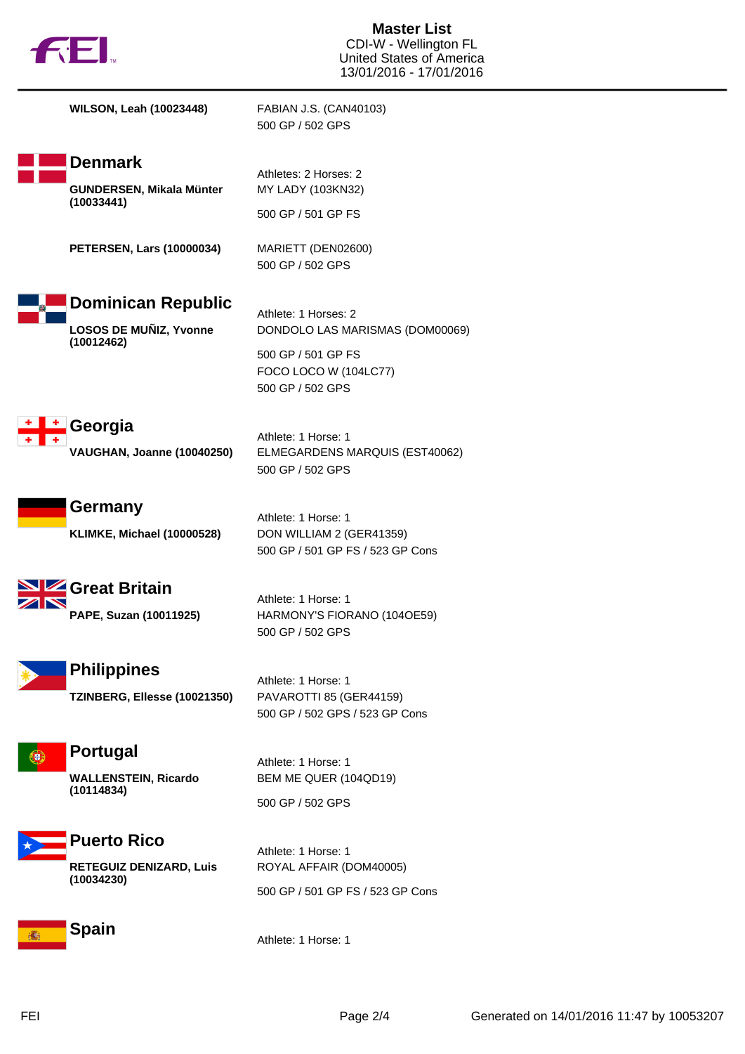**WILSON, Leah (10023448)**

FABIAN J.S. (CAN40103)
500 GP / 502 GPS

## Denmark

Athletes: 2 Horses: 2

**GUNDERSEN, Mikala Münter (10033441)**

MY LADY (103KN32)
500 GP / 501 GP FS

**PETERSEN, Lars (10000034)**

MARIETT (DEN02600)
500 GP / 502 GPS

## Dominican Republic

Athlete: 1 Horses: 2

**LOSOS DE MUÑIZ, Yvonne (10012462)**

DONDOLO LAS MARISMAS (DOM00069)
500 GP / 501 GP FS
FOCO LOCO W (104LC77)
500 GP / 502 GPS

## Georgia

Athlete: 1 Horse: 1

**VAUGHAN, Joanne (10040250)**

ELMEGARDENS MARQUIS (EST40062)
500 GP / 502 GPS

## Germany

Athlete: 1 Horse: 1

**KLIMKE, Michael (10000528)**

DON WILLIAM 2 (GER41359)
500 GP / 501 GP FS / 523 GP Cons

## Great Britain

Athlete: 1 Horse: 1

**PAPE, Suzan (10011925)**

HARMONY'S FIORANO (104OE59)
500 GP / 502 GPS

## Philippines

Athlete: 1 Horse: 1

**TZINBERG, Ellesse (10021350)**

PAVAROTTI 85 (GER44159)
500 GP / 502 GPS / 523 GP Cons

## Portugal

Athlete: 1 Horse: 1

**WALLENSTEIN, Ricardo (10114834)**

BEM ME QUER (104QD19)
500 GP / 502 GPS

## Puerto Rico

Athlete: 1 Horse: 1

**RETEGUIZ DENIZARD, Luis (10034230)**

ROYAL AFFAIR (DOM40005)
500 GP / 501 GP FS / 523 GP Cons

## Spain

Athlete: 1 Horse: 1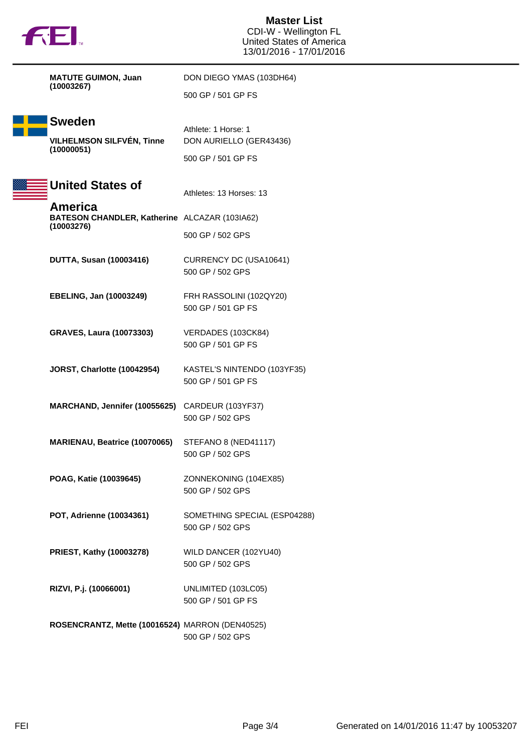**MATUTE GUIMON, Juan (10003267)**

DON DIEGO YMAS (103DH64)

500 GP / 501 GP FS

## Sweden

Athlete: 1 Horse: 1

**VILHELMSON SILFVÉN, Tinne (10000051)**

DON AURIELLO (GER43436)

500 GP / 501 GP FS

## United States of America

Athletes: 13 Horses: 13

**BATESON CHANDLER, Katherine (10003276)**

ALCAZAR (103IA62)

500 GP / 502 GPS

**DUTTA, Susan (10003416)**

CURRENCY DC (USA10641)

500 GP / 502 GPS

**EBELING, Jan (10003249)**

FRH RASSOLINI (102QY20)

500 GP / 501 GP FS

**GRAVES, Laura (10073303)**

VERDADES (103CK84)

500 GP / 501 GP FS

**JORST, Charlotte (10042954)**

KASTEL'S NINTENDO (103YF35)

500 GP / 501 GP FS

**MARCHAND, Jennifer (10055625)**

CARDEUR (103YF37)

500 GP / 502 GPS

**MARIENAU, Beatrice (10070065)**

STEFANO 8 (NED41117)

500 GP / 502 GPS

**POAG, Katie (10039645)**

ZONNEKONING (104EX85)

500 GP / 502 GPS

**POT, Adrienne (10034361)**

SOMETHING SPECIAL (ESP04288)

500 GP / 502 GPS

**PRIEST, Kathy (10003278)**

WILD DANCER (102YU40)

500 GP / 502 GPS

**RIZVI, P.j. (10066001)**

UNLIMITED (103LC05)

500 GP / 501 GP FS

**ROSENCRANTZ, Mette (10016524)**

MARRON (DEN40525)

500 GP / 502 GPS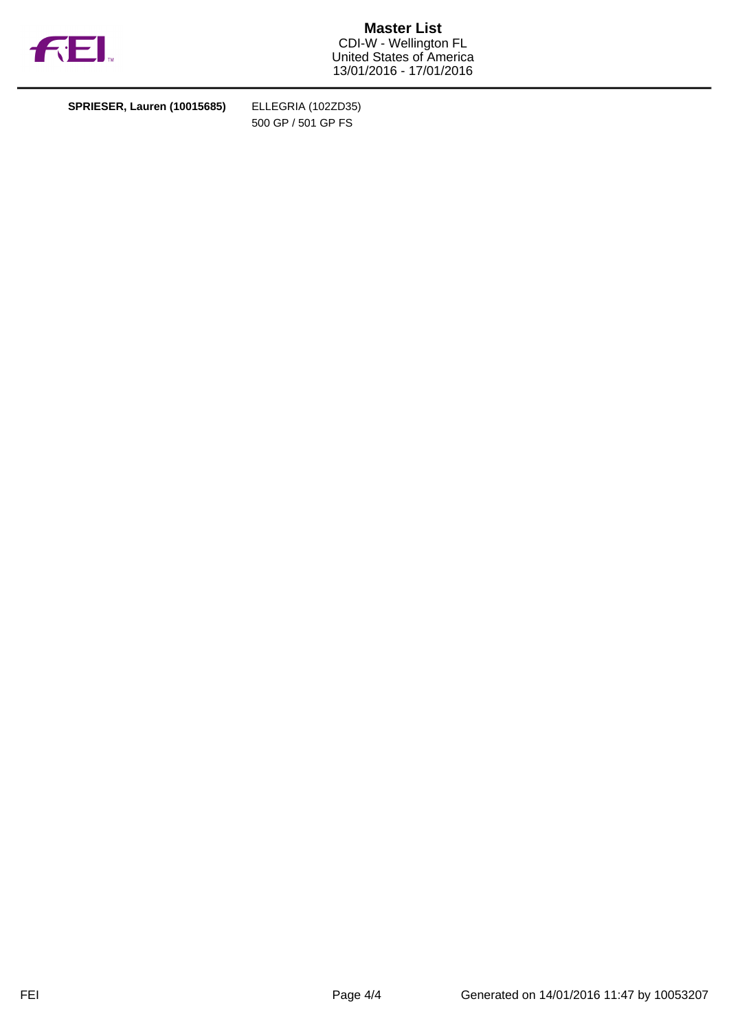**SPRIESER, Lauren (10015685)** ELLEGRIA (102ZD35)
500 GP / 501 GP FS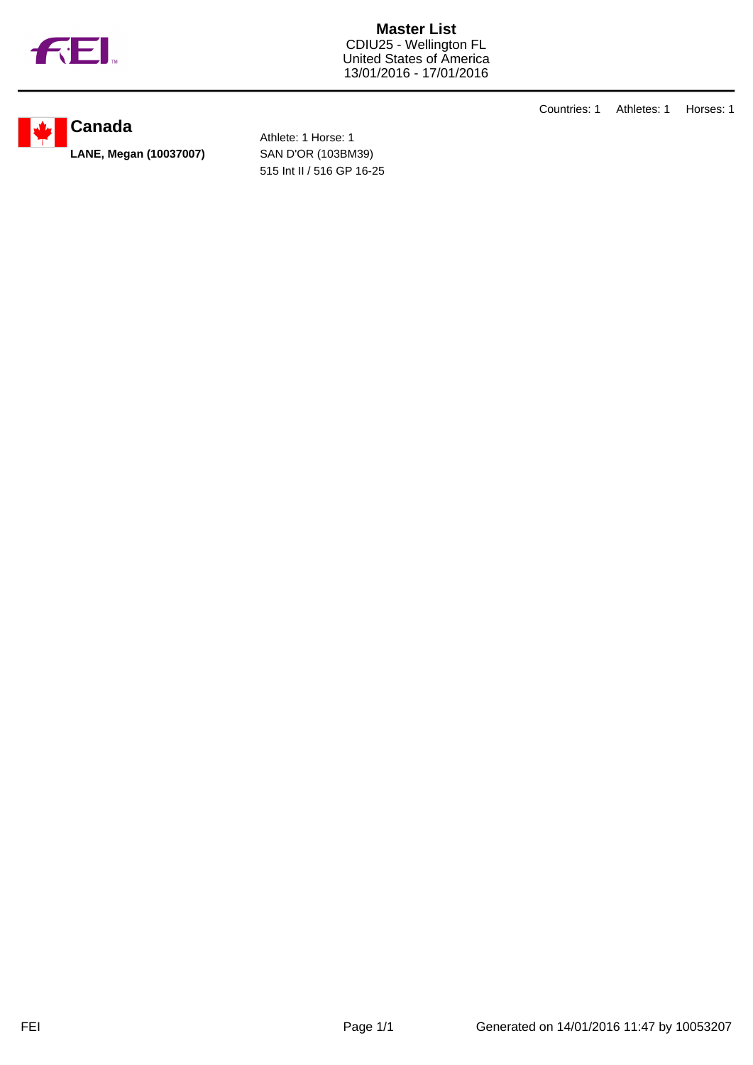# Master List

CDIU25 - Wellington FL
United States of America
13/01/2016 - 17/01/2016

Countries: 1    Athletes: 1    Horses: 1

## Canada

**LANE, Megan (10037007)**

Athlete: 1 Horse: 1
SAN D'OR (103BM39)
515 Int II / 516 GP 16-25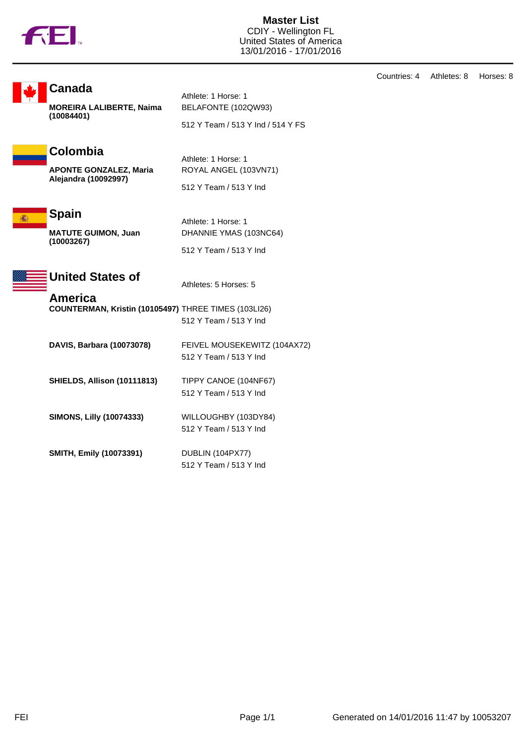# Master List

CDIY - Wellington FL
United States of America
13/01/2016 - 17/01/2016

Countries: 4 Athletes: 8 Horses: 8

## Canada

Athlete: 1 Horse: 1

**MOREIRA LALIBERTE, Naima (10084401)**
BELAFONTE (102QW93)
512 Y Team / 513 Y Ind / 514 Y FS

## Colombia

Athlete: 1 Horse: 1

**APONTE GONZALEZ, Maria Alejandra (10092997)**
ROYAL ANGEL (103VN71)
512 Y Team / 513 Y Ind

## Spain

Athlete: 1 Horse: 1

**MATUTE GUIMON, Juan (10003267)**
DHANNIE YMAS (103NC64)
512 Y Team / 513 Y Ind

## United States of America

Athletes: 5 Horses: 5

**COUNTERMAN, Kristin (10105497)**
THREE TIMES (103LI26)
512 Y Team / 513 Y Ind

**DAVIS, Barbara (10073078)**
FEIVEL MOUSEKEWITZ (104AX72)
512 Y Team / 513 Y Ind

**SHIELDS, Allison (10111813)**
TIPPY CANOE (104NF67)
512 Y Team / 513 Y Ind

**SIMONS, Lilly (10074333)**
WILLOUGHBY (103DY84)
512 Y Team / 513 Y Ind

**SMITH, Emily (10073391)**
DUBLIN (104PX77)
512 Y Team / 513 Y Ind

Generated on 14/01/2016 11:47 by 10053207